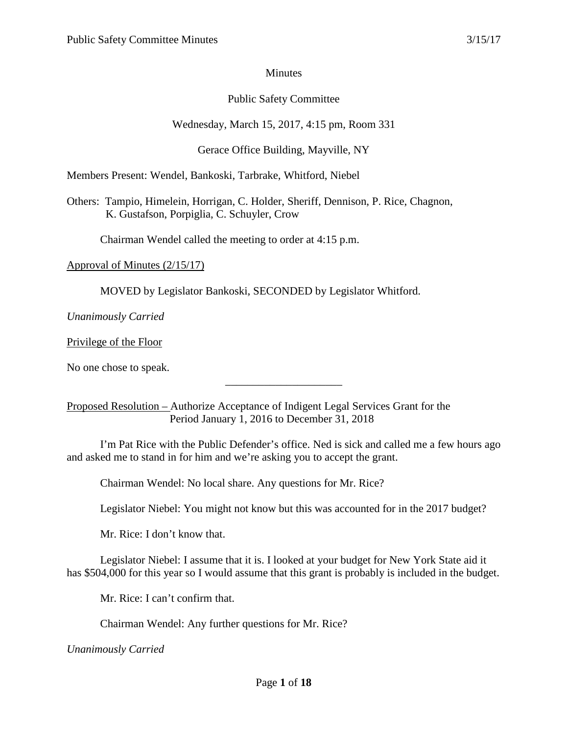Minutes

Public Safety Committee

Wednesday, March 15, 2017, 4:15 pm, Room 331

Gerace Office Building, Mayville, NY

Members Present: Wendel, Bankoski, Tarbrake, Whitford, Niebel

Others: Tampio, Himelein, Horrigan, C. Holder, Sheriff, Dennison, P. Rice, Chagnon, K. Gustafson, Porpiglia, C. Schuyler, Crow

Chairman Wendel called the meeting to order at 4:15 p.m.

Approval of Minutes (2/15/17)

MOVED by Legislator Bankoski, SECONDED by Legislator Whitford.

*Unanimously Carried*

Privilege of the Floor

No one chose to speak.

---

Proposed Resolution – Authorize Acceptance of Indigent Legal Services Grant for the Period January 1, 2016 to December 31, 2018

I'm Pat Rice with the Public Defender's office. Ned is sick and called me a few hours ago and asked me to stand in for him and we're asking you to accept the grant.

Chairman Wendel: No local share. Any questions for Mr. Rice?

Legislator Niebel: You might not know but this was accounted for in the 2017 budget?

Mr. Rice: I don't know that.

Legislator Niebel: I assume that it is. I looked at your budget for New York State aid it has $504,000 for this year so I would assume that this grant is probably is included in the budget.

Mr. Rice: I can't confirm that.

Chairman Wendel: Any further questions for Mr. Rice?

*Unanimously Carried*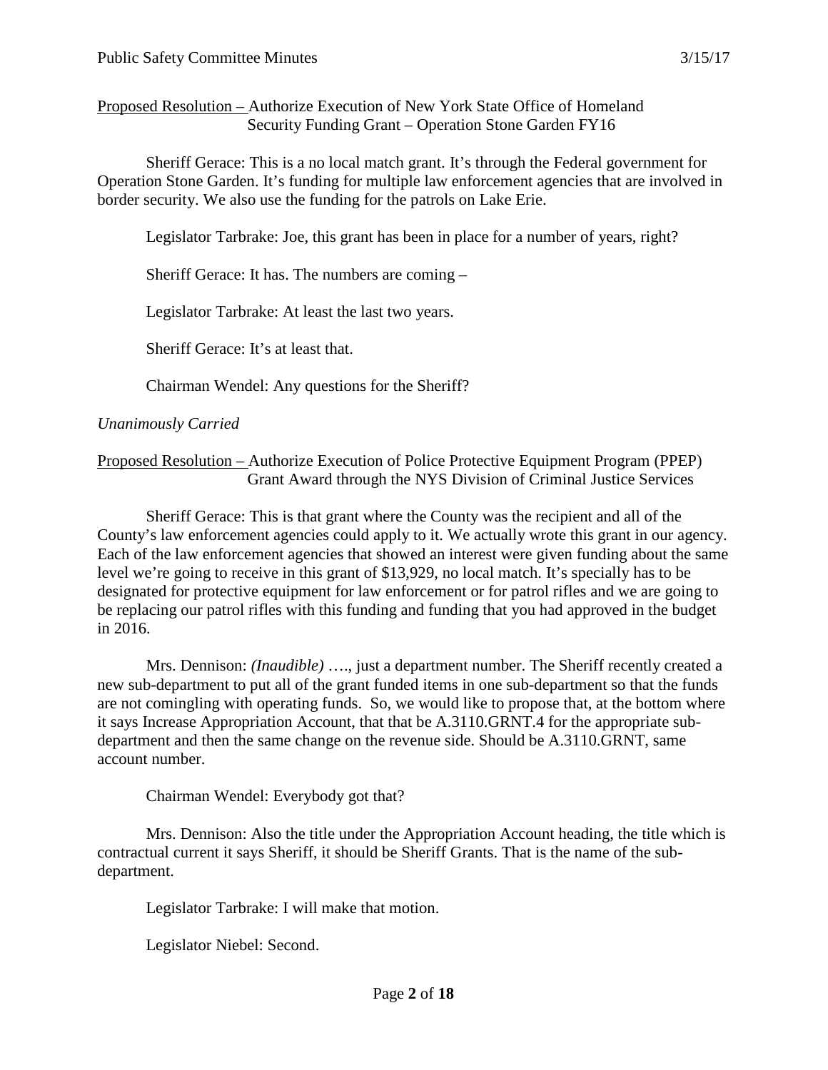Proposed Resolution – Authorize Execution of New York State Office of Homeland Security Funding Grant – Operation Stone Garden FY16

Sheriff Gerace: This is a no local match grant. It's through the Federal government for Operation Stone Garden. It's funding for multiple law enforcement agencies that are involved in border security. We also use the funding for the patrols on Lake Erie.

Legislator Tarbrake: Joe, this grant has been in place for a number of years, right?

Sheriff Gerace: It has. The numbers are coming –

Legislator Tarbrake: At least the last two years.

Sheriff Gerace: It's at least that.

Chairman Wendel: Any questions for the Sheriff?

*Unanimously Carried*

Proposed Resolution – Authorize Execution of Police Protective Equipment Program (PPEP) Grant Award through the NYS Division of Criminal Justice Services

Sheriff Gerace: This is that grant where the County was the recipient and all of the County's law enforcement agencies could apply to it. We actually wrote this grant in our agency. Each of the law enforcement agencies that showed an interest were given funding about the same level we're going to receive in this grant of $13,929, no local match. It's specially has to be designated for protective equipment for law enforcement or for patrol rifles and we are going to be replacing our patrol rifles with this funding and funding that you had approved in the budget in 2016.

Mrs. Dennison: *(Inaudible)* …., just a department number. The Sheriff recently created a new sub-department to put all of the grant funded items in one sub-department so that the funds are not comingling with operating funds. So, we would like to propose that, at the bottom where it says Increase Appropriation Account, that that be A.3110.GRNT.4 for the appropriate sub-department and then the same change on the revenue side. Should be A.3110.GRNT, same account number.

Chairman Wendel: Everybody got that?

Mrs. Dennison: Also the title under the Appropriation Account heading, the title which is contractual current it says Sheriff, it should be Sheriff Grants. That is the name of the sub-department.

Legislator Tarbrake: I will make that motion.

Legislator Niebel: Second.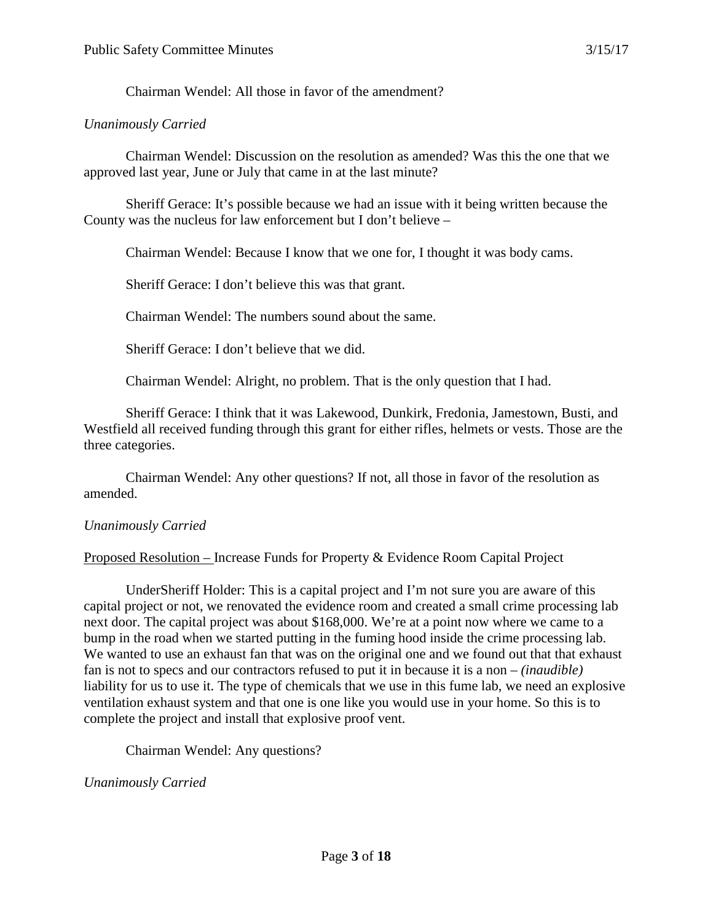Chairman Wendel: All those in favor of the amendment?

*Unanimously Carried*

Chairman Wendel: Discussion on the resolution as amended? Was this the one that we approved last year, June or July that came in at the last minute?

Sheriff Gerace: It's possible because we had an issue with it being written because the County was the nucleus for law enforcement but I don't believe –

Chairman Wendel: Because I know that we one for, I thought it was body cams.

Sheriff Gerace: I don't believe this was that grant.

Chairman Wendel: The numbers sound about the same.

Sheriff Gerace: I don't believe that we did.

Chairman Wendel: Alright, no problem. That is the only question that I had.

Sheriff Gerace: I think that it was Lakewood, Dunkirk, Fredonia, Jamestown, Busti, and Westfield all received funding through this grant for either rifles, helmets or vests. Those are the three categories.

Chairman Wendel: Any other questions? If not, all those in favor of the resolution as amended.

*Unanimously Carried*

<u>Proposed Resolution –</u> Increase Funds for Property & Evidence Room Capital Project

UnderSheriff Holder: This is a capital project and I'm not sure you are aware of this capital project or not, we renovated the evidence room and created a small crime processing lab next door. The capital project was about $168,000. We're at a point now where we came to a bump in the road when we started putting in the fuming hood inside the crime processing lab. We wanted to use an exhaust fan that was on the original one and we found out that that exhaust fan is not to specs and our contractors refused to put it in because it is a non – *(inaudible)* liability for us to use it. The type of chemicals that we use in this fume lab, we need an explosive ventilation exhaust system and that one is one like you would use in your home. So this is to complete the project and install that explosive proof vent.

Chairman Wendel: Any questions?

*Unanimously Carried*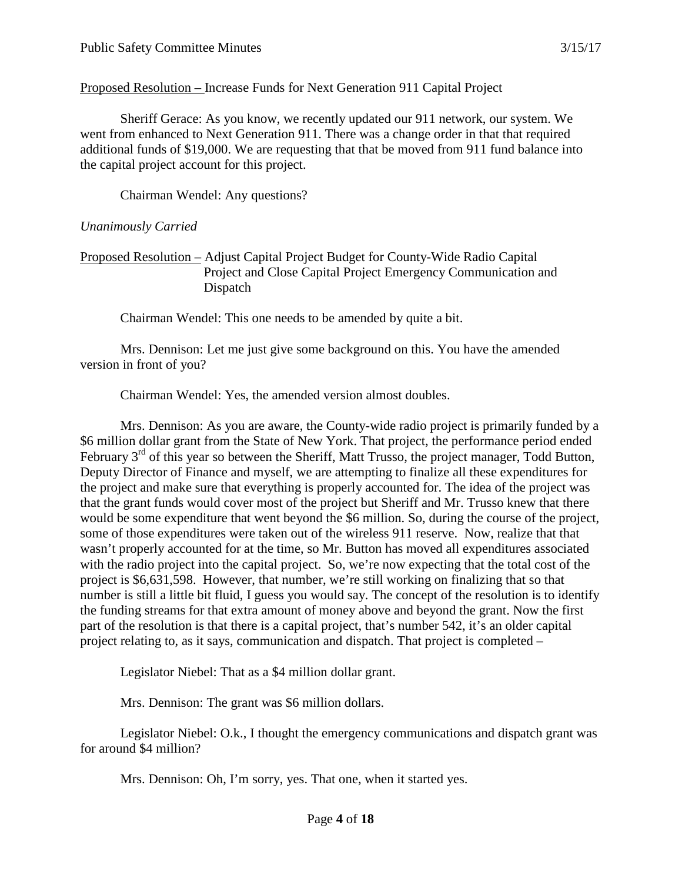Proposed Resolution – Increase Funds for Next Generation 911 Capital Project

Sheriff Gerace: As you know, we recently updated our 911 network, our system. We went from enhanced to Next Generation 911. There was a change order in that that required additional funds of $19,000. We are requesting that that be moved from 911 fund balance into the capital project account for this project.

Chairman Wendel: Any questions?

*Unanimously Carried*

Proposed Resolution – Adjust Capital Project Budget for County-Wide Radio Capital Project and Close Capital Project Emergency Communication and Dispatch

Chairman Wendel: This one needs to be amended by quite a bit.

Mrs. Dennison: Let me just give some background on this. You have the amended version in front of you?

Chairman Wendel: Yes, the amended version almost doubles.

Mrs. Dennison: As you are aware, the County-wide radio project is primarily funded by a $6 million dollar grant from the State of New York. That project, the performance period ended February 3rd of this year so between the Sheriff, Matt Trusso, the project manager, Todd Button, Deputy Director of Finance and myself, we are attempting to finalize all these expenditures for the project and make sure that everything is properly accounted for. The idea of the project was that the grant funds would cover most of the project but Sheriff and Mr. Trusso knew that there would be some expenditure that went beyond the $6 million. So, during the course of the project, some of those expenditures were taken out of the wireless 911 reserve. Now, realize that that wasn't properly accounted for at the time, so Mr. Button has moved all expenditures associated with the radio project into the capital project. So, we're now expecting that the total cost of the project is $6,631,598. However, that number, we're still working on finalizing that so that number is still a little bit fluid, I guess you would say. The concept of the resolution is to identify the funding streams for that extra amount of money above and beyond the grant. Now the first part of the resolution is that there is a capital project, that's number 542, it's an older capital project relating to, as it says, communication and dispatch. That project is completed –

Legislator Niebel: That as a $4 million dollar grant.

Mrs. Dennison: The grant was $6 million dollars.

Legislator Niebel: O.k., I thought the emergency communications and dispatch grant was for around $4 million?

Mrs. Dennison: Oh, I'm sorry, yes. That one, when it started yes.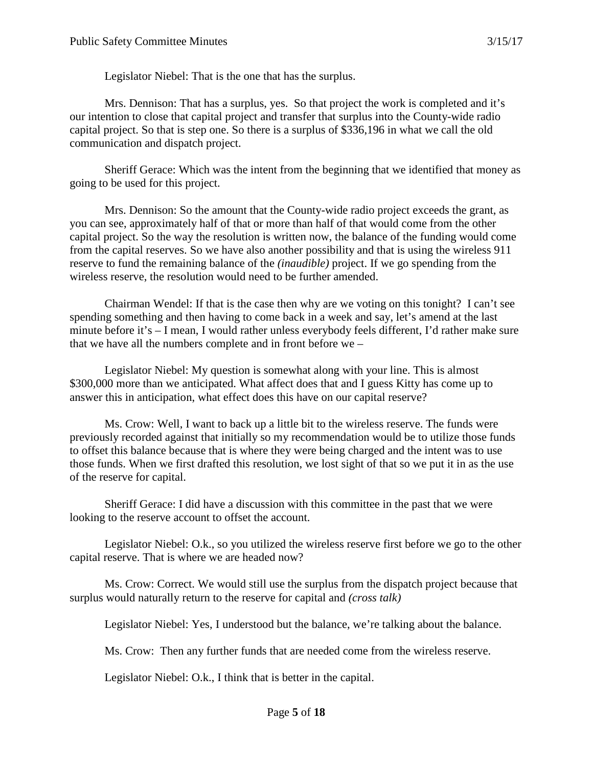Legislator Niebel: That is the one that has the surplus.

Mrs. Dennison: That has a surplus, yes. So that project the work is completed and it's our intention to close that capital project and transfer that surplus into the County-wide radio capital project. So that is step one. So there is a surplus of $336,196 in what we call the old communication and dispatch project.

Sheriff Gerace: Which was the intent from the beginning that we identified that money as going to be used for this project.

Mrs. Dennison: So the amount that the County-wide radio project exceeds the grant, as you can see, approximately half of that or more than half of that would come from the other capital project. So the way the resolution is written now, the balance of the funding would come from the capital reserves. So we have also another possibility and that is using the wireless 911 reserve to fund the remaining balance of the *(inaudible)* project. If we go spending from the wireless reserve, the resolution would need to be further amended.

Chairman Wendel: If that is the case then why are we voting on this tonight? I can't see spending something and then having to come back in a week and say, let's amend at the last minute before it's – I mean, I would rather unless everybody feels different, I'd rather make sure that we have all the numbers complete and in front before we –

Legislator Niebel: My question is somewhat along with your line. This is almost $300,000 more than we anticipated. What affect does that and I guess Kitty has come up to answer this in anticipation, what effect does this have on our capital reserve?

Ms. Crow: Well, I want to back up a little bit to the wireless reserve. The funds were previously recorded against that initially so my recommendation would be to utilize those funds to offset this balance because that is where they were being charged and the intent was to use those funds. When we first drafted this resolution, we lost sight of that so we put it in as the use of the reserve for capital.

Sheriff Gerace: I did have a discussion with this committee in the past that we were looking to the reserve account to offset the account.

Legislator Niebel: O.k., so you utilized the wireless reserve first before we go to the other capital reserve. That is where we are headed now?

Ms. Crow: Correct. We would still use the surplus from the dispatch project because that surplus would naturally return to the reserve for capital and *(cross talk)*

Legislator Niebel: Yes, I understood but the balance, we're talking about the balance.

Ms. Crow: Then any further funds that are needed come from the wireless reserve.

Legislator Niebel: O.k., I think that is better in the capital.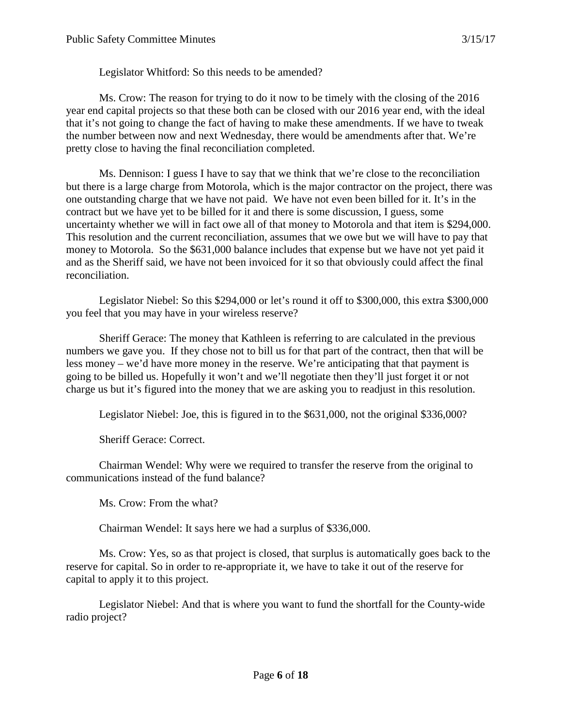Legislator Whitford: So this needs to be amended?

Ms. Crow: The reason for trying to do it now to be timely with the closing of the 2016 year end capital projects so that these both can be closed with our 2016 year end, with the ideal that it's not going to change the fact of having to make these amendments. If we have to tweak the number between now and next Wednesday, there would be amendments after that. We're pretty close to having the final reconciliation completed.

Ms. Dennison: I guess I have to say that we think that we're close to the reconciliation but there is a large charge from Motorola, which is the major contractor on the project, there was one outstanding charge that we have not paid. We have not even been billed for it. It's in the contract but we have yet to be billed for it and there is some discussion, I guess, some uncertainty whether we will in fact owe all of that money to Motorola and that item is $294,000. This resolution and the current reconciliation, assumes that we owe but we will have to pay that money to Motorola. So the $631,000 balance includes that expense but we have not yet paid it and as the Sheriff said, we have not been invoiced for it so that obviously could affect the final reconciliation.

Legislator Niebel: So this $294,000 or let's round it off to $300,000, this extra $300,000 you feel that you may have in your wireless reserve?

Sheriff Gerace: The money that Kathleen is referring to are calculated in the previous numbers we gave you. If they chose not to bill us for that part of the contract, then that will be less money – we'd have more money in the reserve. We're anticipating that that payment is going to be billed us. Hopefully it won't and we'll negotiate then they'll just forget it or not charge us but it's figured into the money that we are asking you to readjust in this resolution.

Legislator Niebel: Joe, this is figured in to the $631,000, not the original $336,000?

Sheriff Gerace: Correct.

Chairman Wendel: Why were we required to transfer the reserve from the original to communications instead of the fund balance?

Ms. Crow: From the what?

Chairman Wendel: It says here we had a surplus of $336,000.

Ms. Crow: Yes, so as that project is closed, that surplus is automatically goes back to the reserve for capital. So in order to re-appropriate it, we have to take it out of the reserve for capital to apply it to this project.

Legislator Niebel: And that is where you want to fund the shortfall for the County-wide radio project?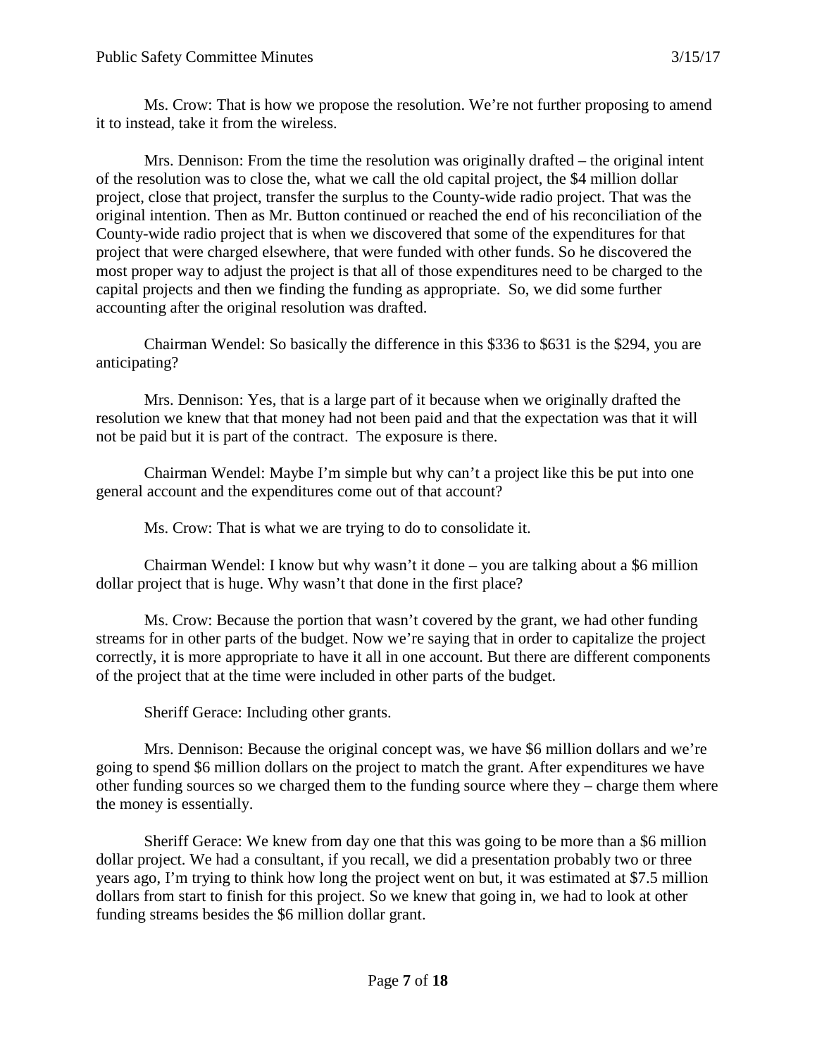Ms. Crow: That is how we propose the resolution. We're not further proposing to amend it to instead, take it from the wireless.

Mrs. Dennison: From the time the resolution was originally drafted – the original intent of the resolution was to close the, what we call the old capital project, the $4 million dollar project, close that project, transfer the surplus to the County-wide radio project. That was the original intention. Then as Mr. Button continued or reached the end of his reconciliation of the County-wide radio project that is when we discovered that some of the expenditures for that project that were charged elsewhere, that were funded with other funds. So he discovered the most proper way to adjust the project is that all of those expenditures need to be charged to the capital projects and then we finding the funding as appropriate. So, we did some further accounting after the original resolution was drafted.

Chairman Wendel: So basically the difference in this $336 to $631 is the $294, you are anticipating?

Mrs. Dennison: Yes, that is a large part of it because when we originally drafted the resolution we knew that that money had not been paid and that the expectation was that it will not be paid but it is part of the contract. The exposure is there.

Chairman Wendel: Maybe I'm simple but why can't a project like this be put into one general account and the expenditures come out of that account?

Ms. Crow: That is what we are trying to do to consolidate it.

Chairman Wendel: I know but why wasn't it done – you are talking about a $6 million dollar project that is huge. Why wasn't that done in the first place?

Ms. Crow: Because the portion that wasn't covered by the grant, we had other funding streams for in other parts of the budget. Now we're saying that in order to capitalize the project correctly, it is more appropriate to have it all in one account. But there are different components of the project that at the time were included in other parts of the budget.

Sheriff Gerace: Including other grants.

Mrs. Dennison: Because the original concept was, we have $6 million dollars and we're going to spend $6 million dollars on the project to match the grant. After expenditures we have other funding sources so we charged them to the funding source where they – charge them where the money is essentially.

Sheriff Gerace: We knew from day one that this was going to be more than a $6 million dollar project. We had a consultant, if you recall, we did a presentation probably two or three years ago, I'm trying to think how long the project went on but, it was estimated at $7.5 million dollars from start to finish for this project. So we knew that going in, we had to look at other funding streams besides the $6 million dollar grant.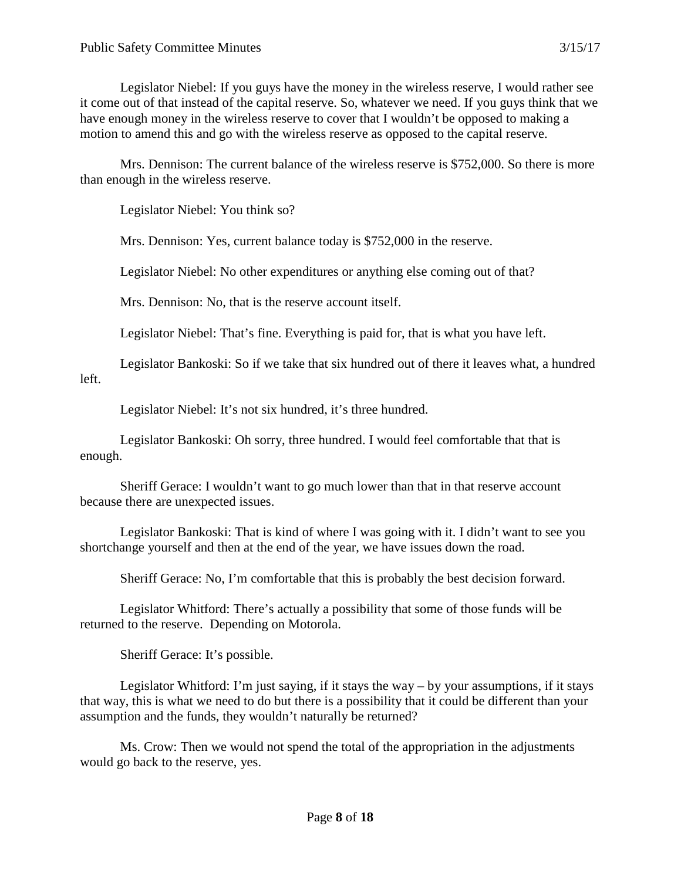Legislator Niebel: If you guys have the money in the wireless reserve, I would rather see it come out of that instead of the capital reserve. So, whatever we need. If you guys think that we have enough money in the wireless reserve to cover that I wouldn't be opposed to making a motion to amend this and go with the wireless reserve as opposed to the capital reserve.

Mrs. Dennison: The current balance of the wireless reserve is $752,000. So there is more than enough in the wireless reserve.

Legislator Niebel: You think so?

Mrs. Dennison: Yes, current balance today is $752,000 in the reserve.

Legislator Niebel: No other expenditures or anything else coming out of that?

Mrs. Dennison: No, that is the reserve account itself.

Legislator Niebel: That's fine. Everything is paid for, that is what you have left.

Legislator Bankoski: So if we take that six hundred out of there it leaves what, a hundred left.

Legislator Niebel: It's not six hundred, it's three hundred.

Legislator Bankoski: Oh sorry, three hundred. I would feel comfortable that that is enough.

Sheriff Gerace: I wouldn't want to go much lower than that in that reserve account because there are unexpected issues.

Legislator Bankoski: That is kind of where I was going with it. I didn't want to see you shortchange yourself and then at the end of the year, we have issues down the road.

Sheriff Gerace: No, I'm comfortable that this is probably the best decision forward.

Legislator Whitford: There's actually a possibility that some of those funds will be returned to the reserve. Depending on Motorola.

Sheriff Gerace: It's possible.

Legislator Whitford: I'm just saying, if it stays the way – by your assumptions, if it stays that way, this is what we need to do but there is a possibility that it could be different than your assumption and the funds, they wouldn't naturally be returned?

Ms. Crow: Then we would not spend the total of the appropriation in the adjustments would go back to the reserve, yes.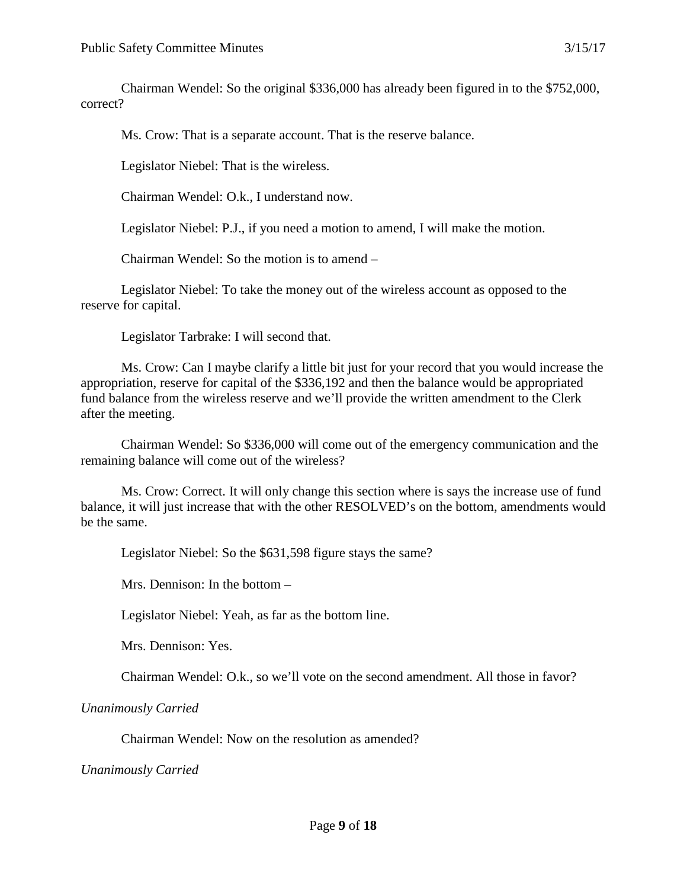Chairman Wendel: So the original $336,000 has already been figured in to the $752,000, correct?

Ms. Crow: That is a separate account. That is the reserve balance.

Legislator Niebel: That is the wireless.

Chairman Wendel: O.k., I understand now.

Legislator Niebel: P.J., if you need a motion to amend, I will make the motion.

Chairman Wendel: So the motion is to amend –

Legislator Niebel: To take the money out of the wireless account as opposed to the reserve for capital.

Legislator Tarbrake: I will second that.

Ms. Crow: Can I maybe clarify a little bit just for your record that you would increase the appropriation, reserve for capital of the $336,192 and then the balance would be appropriated fund balance from the wireless reserve and we'll provide the written amendment to the Clerk after the meeting.

Chairman Wendel: So $336,000 will come out of the emergency communication and the remaining balance will come out of the wireless?

Ms. Crow: Correct. It will only change this section where is says the increase use of fund balance, it will just increase that with the other RESOLVED's on the bottom, amendments would be the same.

Legislator Niebel: So the $631,598 figure stays the same?

Mrs. Dennison: In the bottom –

Legislator Niebel: Yeah, as far as the bottom line.

Mrs. Dennison: Yes.

Chairman Wendel: O.k., so we'll vote on the second amendment. All those in favor?

*Unanimously Carried*

Chairman Wendel: Now on the resolution as amended?

*Unanimously Carried*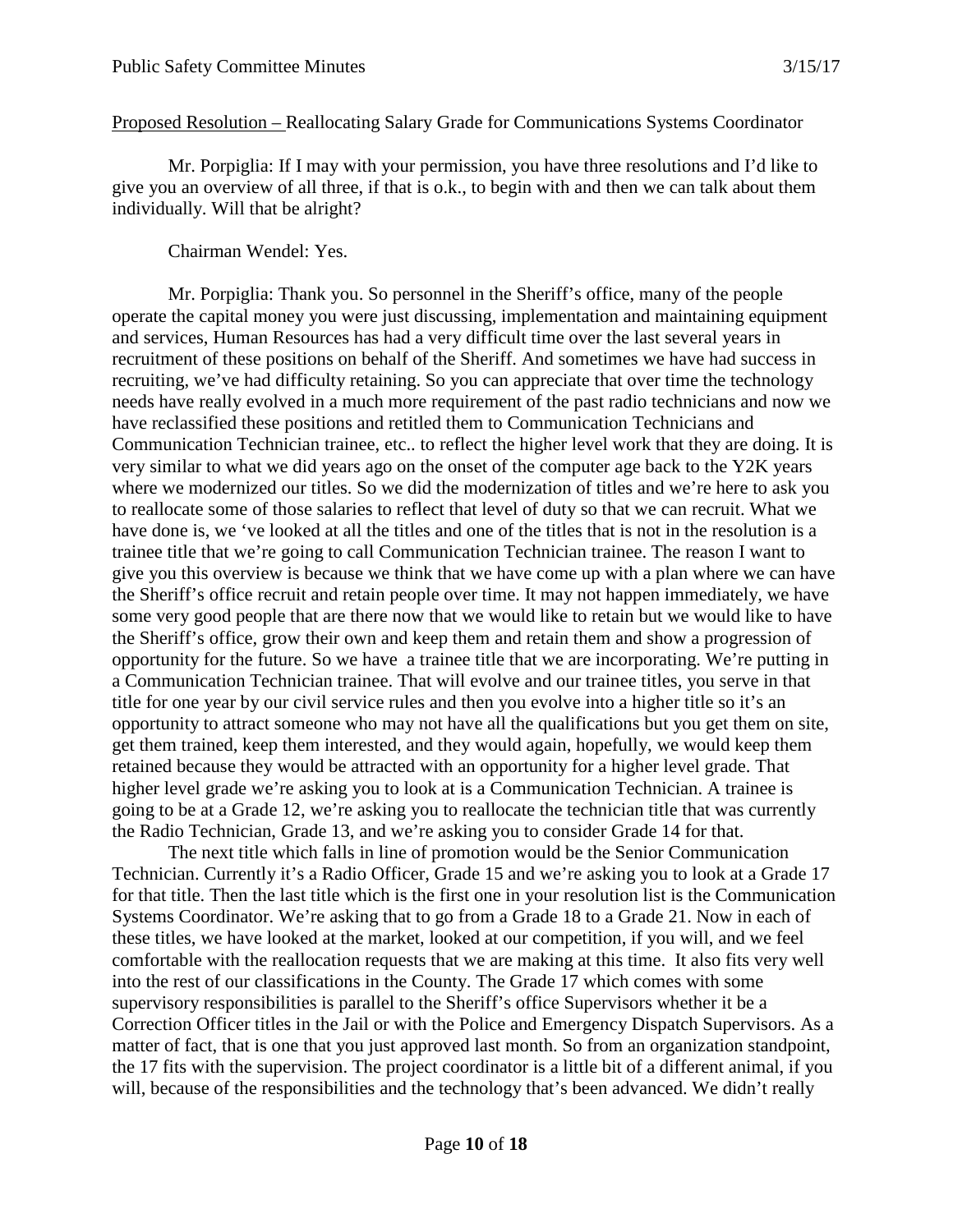Proposed Resolution – Reallocating Salary Grade for Communications Systems Coordinator

Mr. Porpiglia: If I may with your permission, you have three resolutions and I'd like to give you an overview of all three, if that is o.k., to begin with and then we can talk about them individually. Will that be alright?

Chairman Wendel: Yes.

Mr. Porpiglia: Thank you. So personnel in the Sheriff's office, many of the people operate the capital money you were just discussing, implementation and maintaining equipment and services, Human Resources has had a very difficult time over the last several years in recruitment of these positions on behalf of the Sheriff. And sometimes we have had success in recruiting, we've had difficulty retaining. So you can appreciate that over time the technology needs have really evolved in a much more requirement of the past radio technicians and now we have reclassified these positions and retitled them to Communication Technicians and Communication Technician trainee, etc.. to reflect the higher level work that they are doing. It is very similar to what we did years ago on the onset of the computer age back to the Y2K years where we modernized our titles. So we did the modernization of titles and we're here to ask you to reallocate some of those salaries to reflect that level of duty so that we can recruit. What we have done is, we 've looked at all the titles and one of the titles that is not in the resolution is a trainee title that we're going to call Communication Technician trainee. The reason I want to give you this overview is because we think that we have come up with a plan where we can have the Sheriff's office recruit and retain people over time. It may not happen immediately, we have some very good people that are there now that we would like to retain but we would like to have the Sheriff's office, grow their own and keep them and retain them and show a progression of opportunity for the future. So we have a trainee title that we are incorporating. We're putting in a Communication Technician trainee. That will evolve and our trainee titles, you serve in that title for one year by our civil service rules and then you evolve into a higher title so it's an opportunity to attract someone who may not have all the qualifications but you get them on site, get them trained, keep them interested, and they would again, hopefully, we would keep them retained because they would be attracted with an opportunity for a higher level grade. That higher level grade we're asking you to look at is a Communication Technician. A trainee is going to be at a Grade 12, we're asking you to reallocate the technician title that was currently the Radio Technician, Grade 13, and we're asking you to consider Grade 14 for that.

The next title which falls in line of promotion would be the Senior Communication Technician. Currently it's a Radio Officer, Grade 15 and we're asking you to look at a Grade 17 for that title. Then the last title which is the first one in your resolution list is the Communication Systems Coordinator. We're asking that to go from a Grade 18 to a Grade 21. Now in each of these titles, we have looked at the market, looked at our competition, if you will, and we feel comfortable with the reallocation requests that we are making at this time. It also fits very well into the rest of our classifications in the County. The Grade 17 which comes with some supervisory responsibilities is parallel to the Sheriff's office Supervisors whether it be a Correction Officer titles in the Jail or with the Police and Emergency Dispatch Supervisors. As a matter of fact, that is one that you just approved last month. So from an organization standpoint, the 17 fits with the supervision. The project coordinator is a little bit of a different animal, if you will, because of the responsibilities and the technology that's been advanced. We didn't really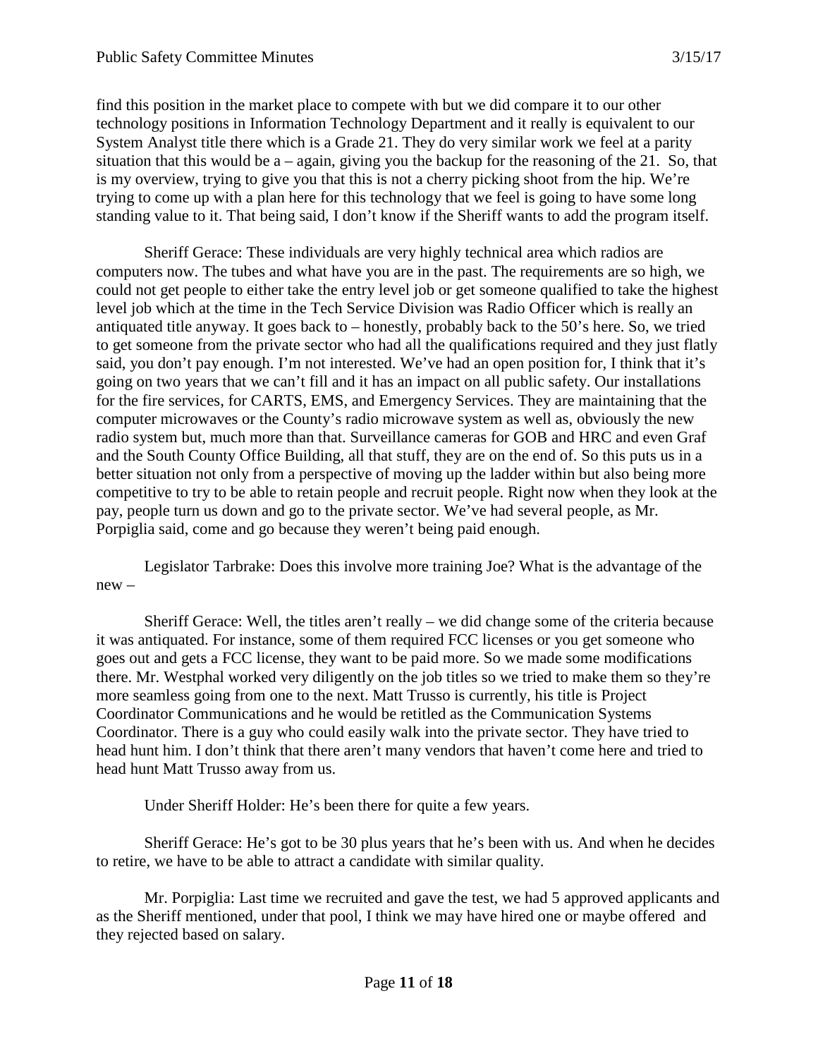find this position in the market place to compete with but we did compare it to our other technology positions in Information Technology Department and it really is equivalent to our System Analyst title there which is a Grade 21. They do very similar work we feel at a parity situation that this would be a – again, giving you the backup for the reasoning of the 21. So, that is my overview, trying to give you that this is not a cherry picking shoot from the hip. We're trying to come up with a plan here for this technology that we feel is going to have some long standing value to it. That being said, I don't know if the Sheriff wants to add the program itself.

Sheriff Gerace: These individuals are very highly technical area which radios are computers now. The tubes and what have you are in the past. The requirements are so high, we could not get people to either take the entry level job or get someone qualified to take the highest level job which at the time in the Tech Service Division was Radio Officer which is really an antiquated title anyway. It goes back to – honestly, probably back to the 50's here. So, we tried to get someone from the private sector who had all the qualifications required and they just flatly said, you don't pay enough. I'm not interested. We've had an open position for, I think that it's going on two years that we can't fill and it has an impact on all public safety. Our installations for the fire services, for CARTS, EMS, and Emergency Services. They are maintaining that the computer microwaves or the County's radio microwave system as well as, obviously the new radio system but, much more than that. Surveillance cameras for GOB and HRC and even Graf and the South County Office Building, all that stuff, they are on the end of. So this puts us in a better situation not only from a perspective of moving up the ladder within but also being more competitive to try to be able to retain people and recruit people. Right now when they look at the pay, people turn us down and go to the private sector. We've had several people, as Mr. Porpiglia said, come and go because they weren't being paid enough.

Legislator Tarbrake: Does this involve more training Joe? What is the advantage of the new –

Sheriff Gerace: Well, the titles aren't really – we did change some of the criteria because it was antiquated. For instance, some of them required FCC licenses or you get someone who goes out and gets a FCC license, they want to be paid more. So we made some modifications there. Mr. Westphal worked very diligently on the job titles so we tried to make them so they're more seamless going from one to the next. Matt Trusso is currently, his title is Project Coordinator Communications and he would be retitled as the Communication Systems Coordinator. There is a guy who could easily walk into the private sector. They have tried to head hunt him. I don't think that there aren't many vendors that haven't come here and tried to head hunt Matt Trusso away from us.

Under Sheriff Holder: He's been there for quite a few years.

Sheriff Gerace: He's got to be 30 plus years that he's been with us. And when he decides to retire, we have to be able to attract a candidate with similar quality.

Mr. Porpiglia: Last time we recruited and gave the test, we had 5 approved applicants and as the Sheriff mentioned, under that pool, I think we may have hired one or maybe offered and they rejected based on salary.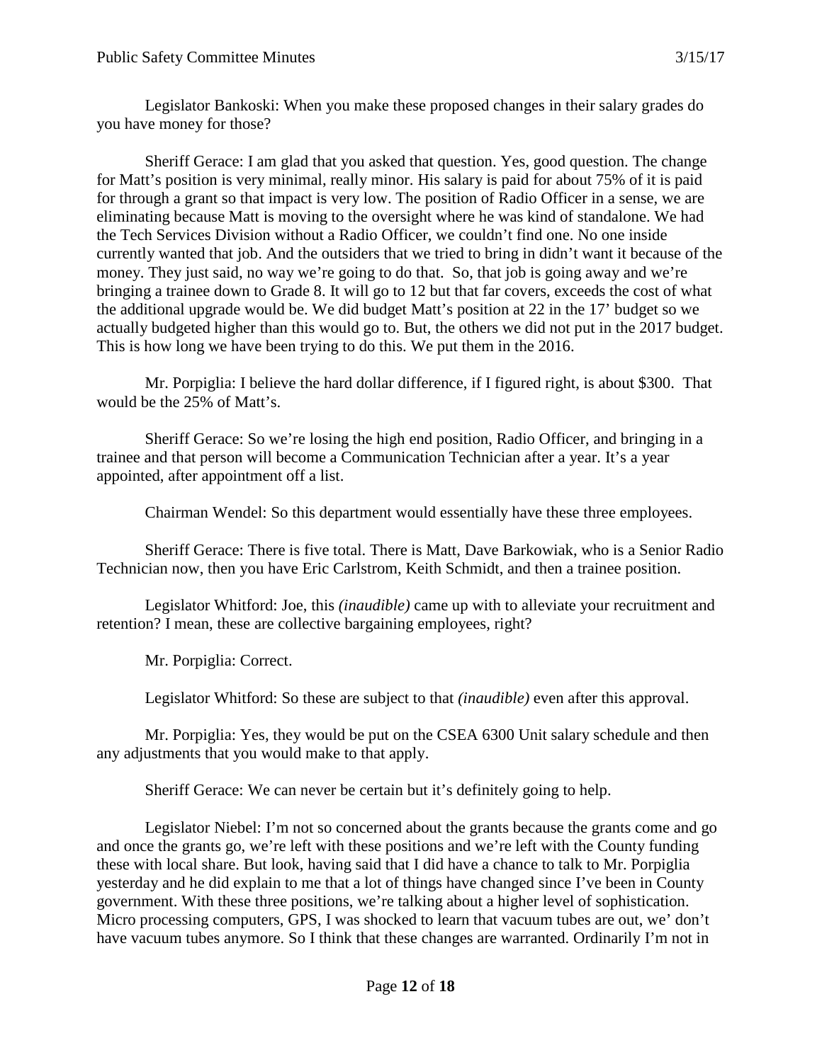Legislator Bankoski: When you make these proposed changes in their salary grades do you have money for those?

Sheriff Gerace: I am glad that you asked that question. Yes, good question. The change for Matt's position is very minimal, really minor. His salary is paid for about 75% of it is paid for through a grant so that impact is very low. The position of Radio Officer in a sense, we are eliminating because Matt is moving to the oversight where he was kind of standalone. We had the Tech Services Division without a Radio Officer, we couldn't find one. No one inside currently wanted that job. And the outsiders that we tried to bring in didn't want it because of the money. They just said, no way we're going to do that. So, that job is going away and we're bringing a trainee down to Grade 8. It will go to 12 but that far covers, exceeds the cost of what the additional upgrade would be. We did budget Matt's position at 22 in the 17' budget so we actually budgeted higher than this would go to. But, the others we did not put in the 2017 budget. This is how long we have been trying to do this. We put them in the 2016.

Mr. Porpiglia: I believe the hard dollar difference, if I figured right, is about $300. That would be the 25% of Matt's.

Sheriff Gerace: So we're losing the high end position, Radio Officer, and bringing in a trainee and that person will become a Communication Technician after a year. It's a year appointed, after appointment off a list.

Chairman Wendel: So this department would essentially have these three employees.

Sheriff Gerace: There is five total. There is Matt, Dave Barkowiak, who is a Senior Radio Technician now, then you have Eric Carlstrom, Keith Schmidt, and then a trainee position.

Legislator Whitford: Joe, this *(inaudible)* came up with to alleviate your recruitment and retention? I mean, these are collective bargaining employees, right?

Mr. Porpiglia: Correct.

Legislator Whitford: So these are subject to that *(inaudible)* even after this approval.

Mr. Porpiglia: Yes, they would be put on the CSEA 6300 Unit salary schedule and then any adjustments that you would make to that apply.

Sheriff Gerace: We can never be certain but it's definitely going to help.

Legislator Niebel: I'm not so concerned about the grants because the grants come and go and once the grants go, we're left with these positions and we're left with the County funding these with local share. But look, having said that I did have a chance to talk to Mr. Porpiglia yesterday and he did explain to me that a lot of things have changed since I've been in County government. With these three positions, we're talking about a higher level of sophistication. Micro processing computers, GPS, I was shocked to learn that vacuum tubes are out, we' don't have vacuum tubes anymore. So I think that these changes are warranted. Ordinarily I'm not in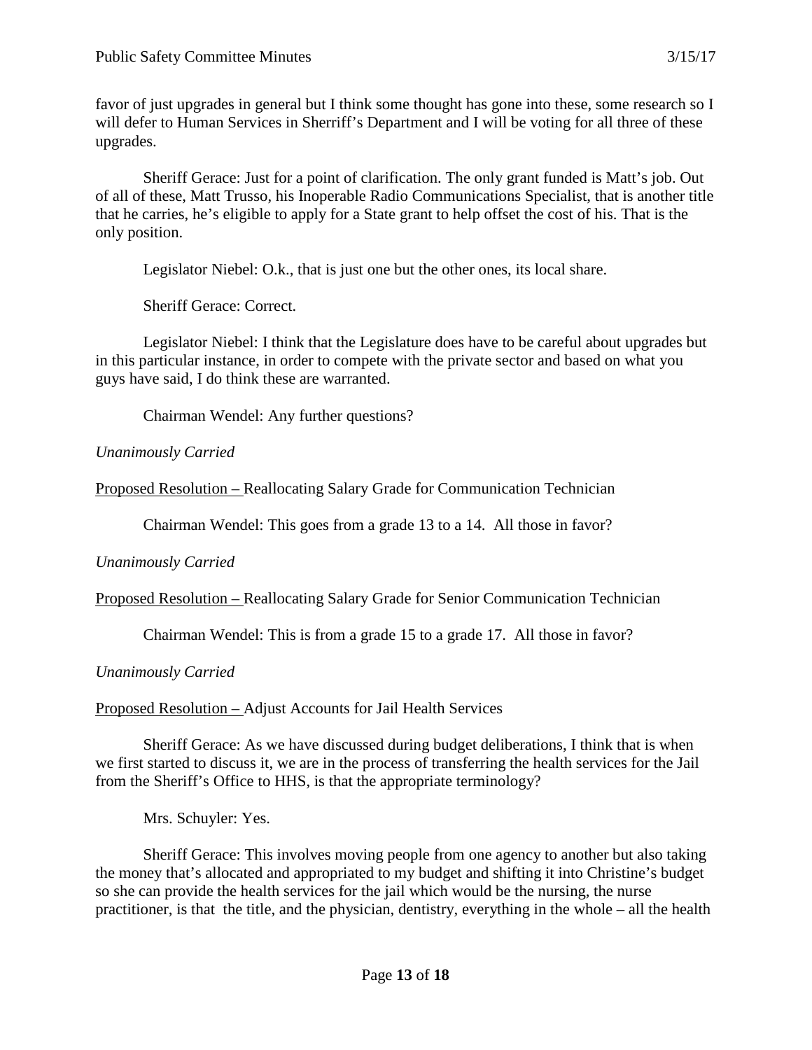favor of just upgrades in general but I think some thought has gone into these, some research so I will defer to Human Services in Sherriff's Department and I will be voting for all three of these upgrades.

Sheriff Gerace: Just for a point of clarification. The only grant funded is Matt's job. Out of all of these, Matt Trusso, his Inoperable Radio Communications Specialist, that is another title that he carries, he's eligible to apply for a State grant to help offset the cost of his. That is the only position.

Legislator Niebel: O.k., that is just one but the other ones, its local share.

Sheriff Gerace: Correct.

Legislator Niebel: I think that the Legislature does have to be careful about upgrades but in this particular instance, in order to compete with the private sector and based on what you guys have said, I do think these are warranted.

Chairman Wendel: Any further questions?

*Unanimously Carried*

Proposed Resolution – Reallocating Salary Grade for Communication Technician

Chairman Wendel: This goes from a grade 13 to a 14. All those in favor?

*Unanimously Carried*

Proposed Resolution – Reallocating Salary Grade for Senior Communication Technician

Chairman Wendel: This is from a grade 15 to a grade 17. All those in favor?

*Unanimously Carried*

Proposed Resolution – Adjust Accounts for Jail Health Services

Sheriff Gerace: As we have discussed during budget deliberations, I think that is when we first started to discuss it, we are in the process of transferring the health services for the Jail from the Sheriff's Office to HHS, is that the appropriate terminology?

Mrs. Schuyler: Yes.

Sheriff Gerace: This involves moving people from one agency to another but also taking the money that's allocated and appropriated to my budget and shifting it into Christine's budget so she can provide the health services for the jail which would be the nursing, the nurse practitioner, is that the title, and the physician, dentistry, everything in the whole – all the health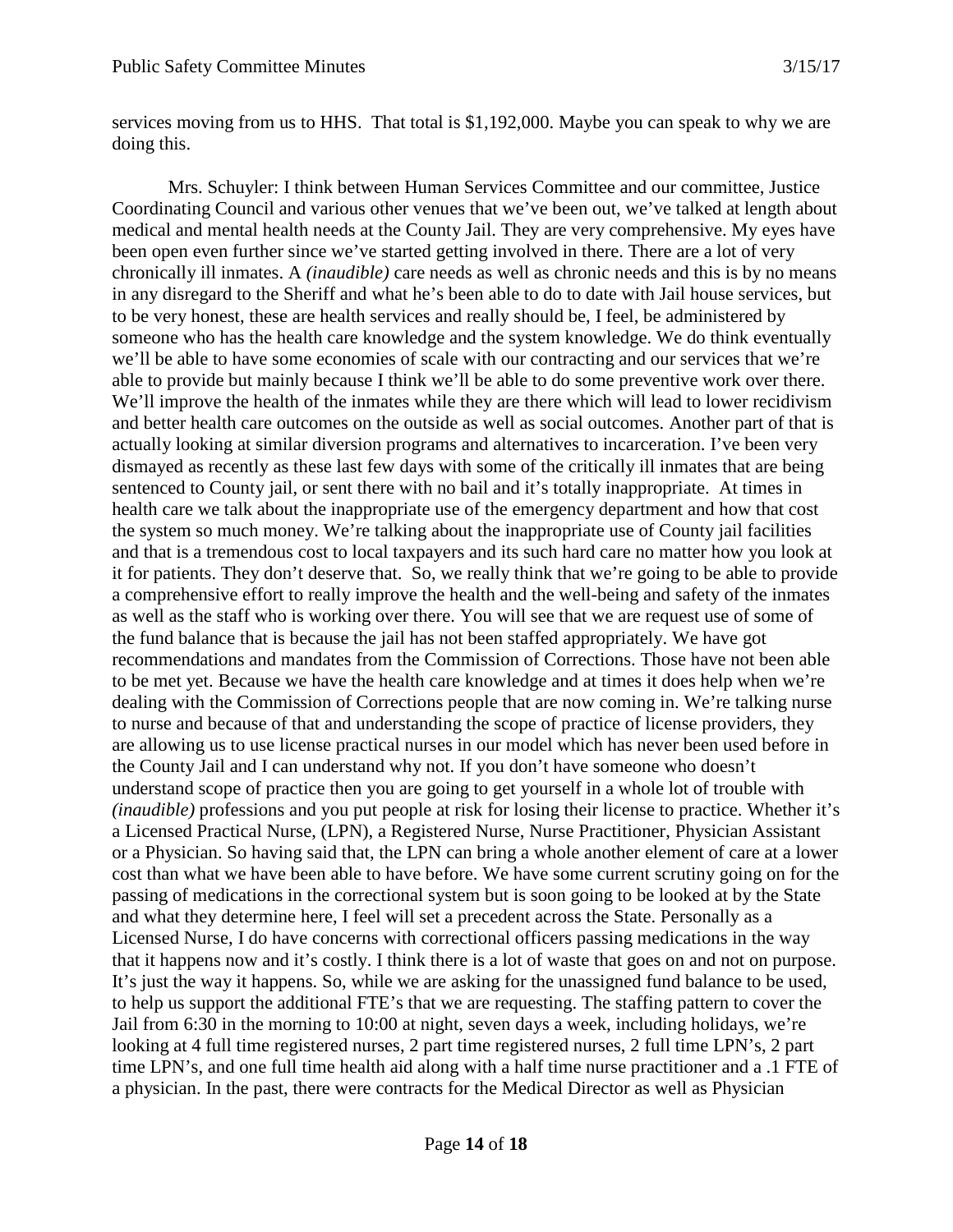services moving from us to HHS. That total is $1,192,000. Maybe you can speak to why we are doing this.

Mrs. Schuyler: I think between Human Services Committee and our committee, Justice Coordinating Council and various other venues that we've been out, we've talked at length about medical and mental health needs at the County Jail. They are very comprehensive. My eyes have been open even further since we've started getting involved in there. There are a lot of very chronically ill inmates. A *(inaudible)* care needs as well as chronic needs and this is by no means in any disregard to the Sheriff and what he's been able to do to date with Jail house services, but to be very honest, these are health services and really should be, I feel, be administered by someone who has the health care knowledge and the system knowledge. We do think eventually we'll be able to have some economies of scale with our contracting and our services that we're able to provide but mainly because I think we'll be able to do some preventive work over there. We'll improve the health of the inmates while they are there which will lead to lower recidivism and better health care outcomes on the outside as well as social outcomes. Another part of that is actually looking at similar diversion programs and alternatives to incarceration. I've been very dismayed as recently as these last few days with some of the critically ill inmates that are being sentenced to County jail, or sent there with no bail and it's totally inappropriate. At times in health care we talk about the inappropriate use of the emergency department and how that cost the system so much money. We're talking about the inappropriate use of County jail facilities and that is a tremendous cost to local taxpayers and its such hard care no matter how you look at it for patients. They don't deserve that. So, we really think that we're going to be able to provide a comprehensive effort to really improve the health and the well-being and safety of the inmates as well as the staff who is working over there. You will see that we are request use of some of the fund balance that is because the jail has not been staffed appropriately. We have got recommendations and mandates from the Commission of Corrections. Those have not been able to be met yet. Because we have the health care knowledge and at times it does help when we're dealing with the Commission of Corrections people that are now coming in. We're talking nurse to nurse and because of that and understanding the scope of practice of license providers, they are allowing us to use license practical nurses in our model which has never been used before in the County Jail and I can understand why not. If you don't have someone who doesn't understand scope of practice then you are going to get yourself in a whole lot of trouble with *(inaudible)* professions and you put people at risk for losing their license to practice. Whether it's a Licensed Practical Nurse, (LPN), a Registered Nurse, Nurse Practitioner, Physician Assistant or a Physician. So having said that, the LPN can bring a whole another element of care at a lower cost than what we have been able to have before. We have some current scrutiny going on for the passing of medications in the correctional system but is soon going to be looked at by the State and what they determine here, I feel will set a precedent across the State. Personally as a Licensed Nurse, I do have concerns with correctional officers passing medications in the way that it happens now and it's costly. I think there is a lot of waste that goes on and not on purpose. It's just the way it happens. So, while we are asking for the unassigned fund balance to be used, to help us support the additional FTE's that we are requesting. The staffing pattern to cover the Jail from 6:30 in the morning to 10:00 at night, seven days a week, including holidays, we're looking at 4 full time registered nurses, 2 part time registered nurses, 2 full time LPN's, 2 part time LPN's, and one full time health aid along with a half time nurse practitioner and a .1 FTE of a physician. In the past, there were contracts for the Medical Director as well as Physician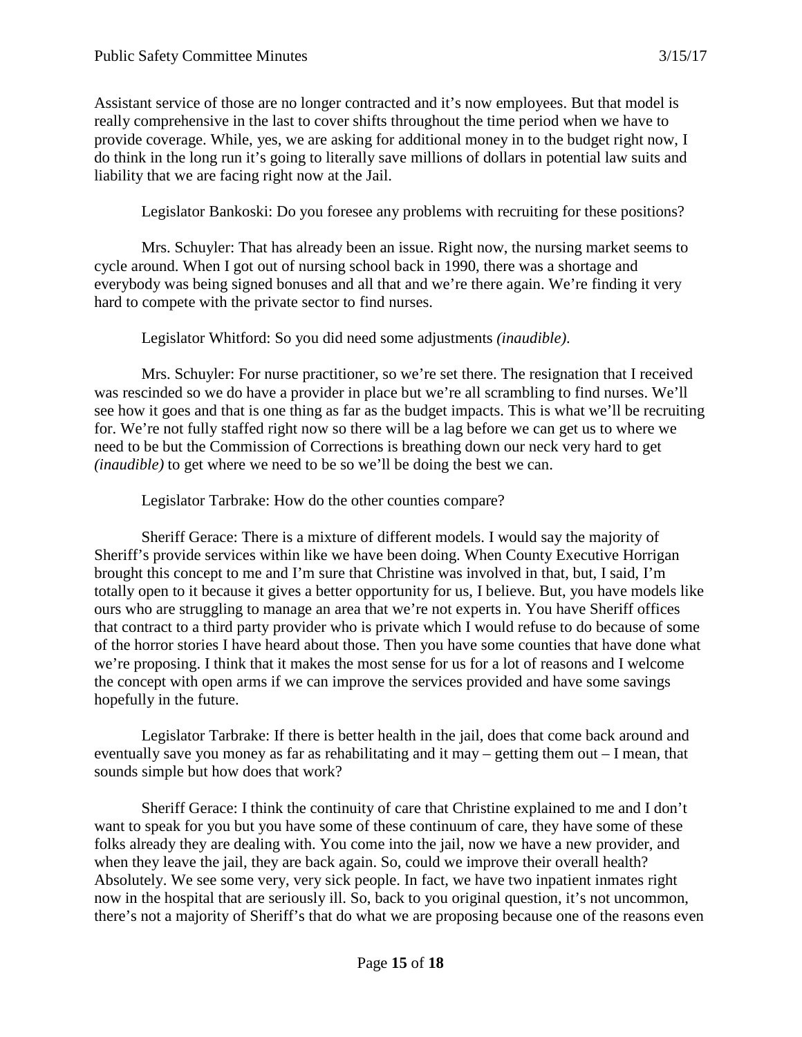Assistant service of those are no longer contracted and it's now employees. But that model is really comprehensive in the last to cover shifts throughout the time period when we have to provide coverage. While, yes, we are asking for additional money in to the budget right now, I do think in the long run it's going to literally save millions of dollars in potential law suits and liability that we are facing right now at the Jail.

Legislator Bankoski: Do you foresee any problems with recruiting for these positions?

Mrs. Schuyler: That has already been an issue. Right now, the nursing market seems to cycle around. When I got out of nursing school back in 1990, there was a shortage and everybody was being signed bonuses and all that and we're there again. We're finding it very hard to compete with the private sector to find nurses.

Legislator Whitford: So you did need some adjustments *(inaudible)*.

Mrs. Schuyler: For nurse practitioner, so we're set there. The resignation that I received was rescinded so we do have a provider in place but we're all scrambling to find nurses. We'll see how it goes and that is one thing as far as the budget impacts. This is what we'll be recruiting for. We're not fully staffed right now so there will be a lag before we can get us to where we need to be but the Commission of Corrections is breathing down our neck very hard to get *(inaudible)* to get where we need to be so we'll be doing the best we can.

Legislator Tarbrake: How do the other counties compare?

Sheriff Gerace: There is a mixture of different models. I would say the majority of Sheriff's provide services within like we have been doing. When County Executive Horrigan brought this concept to me and I'm sure that Christine was involved in that, but, I said, I'm totally open to it because it gives a better opportunity for us, I believe. But, you have models like ours who are struggling to manage an area that we're not experts in. You have Sheriff offices that contract to a third party provider who is private which I would refuse to do because of some of the horror stories I have heard about those. Then you have some counties that have done what we're proposing. I think that it makes the most sense for us for a lot of reasons and I welcome the concept with open arms if we can improve the services provided and have some savings hopefully in the future.

Legislator Tarbrake: If there is better health in the jail, does that come back around and eventually save you money as far as rehabilitating and it may – getting them out – I mean, that sounds simple but how does that work?

Sheriff Gerace: I think the continuity of care that Christine explained to me and I don't want to speak for you but you have some of these continuum of care, they have some of these folks already they are dealing with. You come into the jail, now we have a new provider, and when they leave the jail, they are back again. So, could we improve their overall health? Absolutely. We see some very, very sick people. In fact, we have two inpatient inmates right now in the hospital that are seriously ill. So, back to you original question, it's not uncommon, there's not a majority of Sheriff's that do what we are proposing because one of the reasons even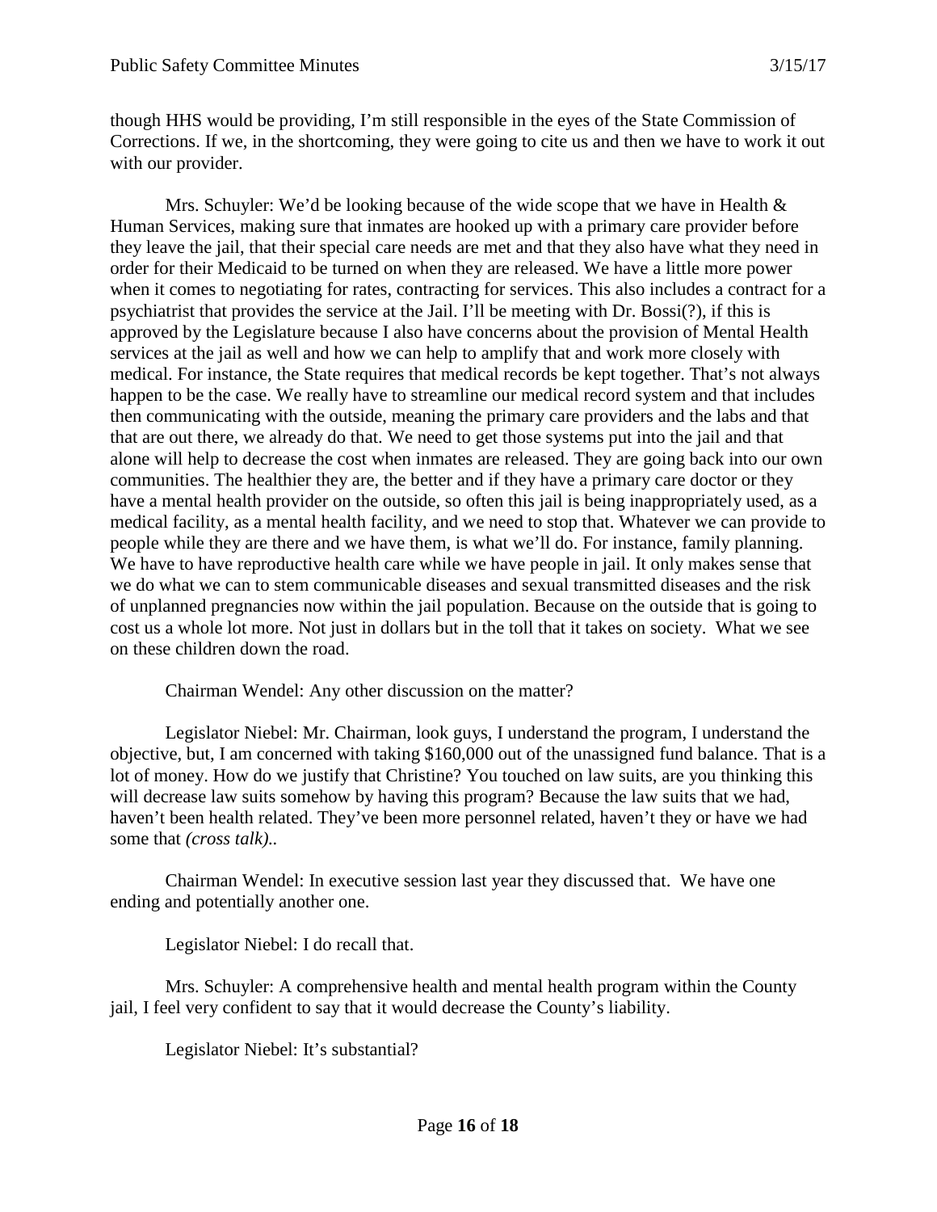though HHS would be providing, I'm still responsible in the eyes of the State Commission of Corrections. If we, in the shortcoming, they were going to cite us and then we have to work it out with our provider.

Mrs. Schuyler: We'd be looking because of the wide scope that we have in Health & Human Services, making sure that inmates are hooked up with a primary care provider before they leave the jail, that their special care needs are met and that they also have what they need in order for their Medicaid to be turned on when they are released. We have a little more power when it comes to negotiating for rates, contracting for services. This also includes a contract for a psychiatrist that provides the service at the Jail. I'll be meeting with Dr. Bossi(?), if this is approved by the Legislature because I also have concerns about the provision of Mental Health services at the jail as well and how we can help to amplify that and work more closely with medical. For instance, the State requires that medical records be kept together. That's not always happen to be the case. We really have to streamline our medical record system and that includes then communicating with the outside, meaning the primary care providers and the labs and that that are out there, we already do that. We need to get those systems put into the jail and that alone will help to decrease the cost when inmates are released. They are going back into our own communities. The healthier they are, the better and if they have a primary care doctor or they have a mental health provider on the outside, so often this jail is being inappropriately used, as a medical facility, as a mental health facility, and we need to stop that. Whatever we can provide to people while they are there and we have them, is what we'll do. For instance, family planning. We have to have reproductive health care while we have people in jail. It only makes sense that we do what we can to stem communicable diseases and sexual transmitted diseases and the risk of unplanned pregnancies now within the jail population. Because on the outside that is going to cost us a whole lot more. Not just in dollars but in the toll that it takes on society. What we see on these children down the road.

Chairman Wendel: Any other discussion on the matter?

Legislator Niebel: Mr. Chairman, look guys, I understand the program, I understand the objective, but, I am concerned with taking $160,000 out of the unassigned fund balance. That is a lot of money. How do we justify that Christine? You touched on law suits, are you thinking this will decrease law suits somehow by having this program? Because the law suits that we had, haven't been health related. They've been more personnel related, haven't they or have we had some that *(cross talk)*..

Chairman Wendel: In executive session last year they discussed that. We have one ending and potentially another one.

Legislator Niebel: I do recall that.

Mrs. Schuyler: A comprehensive health and mental health program within the County jail, I feel very confident to say that it would decrease the County's liability.

Legislator Niebel: It's substantial?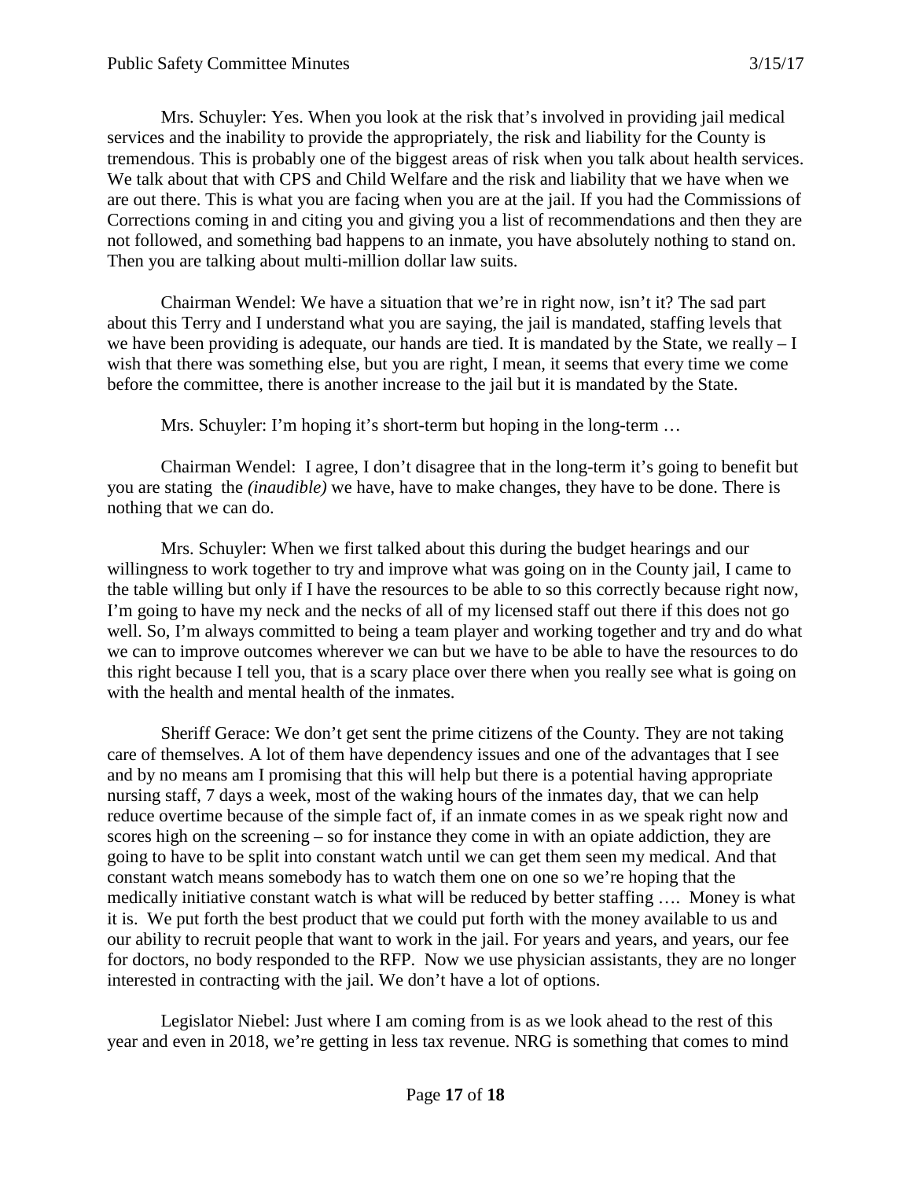Mrs. Schuyler: Yes. When you look at the risk that's involved in providing jail medical services and the inability to provide the appropriately, the risk and liability for the County is tremendous. This is probably one of the biggest areas of risk when you talk about health services. We talk about that with CPS and Child Welfare and the risk and liability that we have when we are out there. This is what you are facing when you are at the jail. If you had the Commissions of Corrections coming in and citing you and giving you a list of recommendations and then they are not followed, and something bad happens to an inmate, you have absolutely nothing to stand on. Then you are talking about multi-million dollar law suits.

Chairman Wendel: We have a situation that we're in right now, isn't it? The sad part about this Terry and I understand what you are saying, the jail is mandated, staffing levels that we have been providing is adequate, our hands are tied. It is mandated by the State, we really – I wish that there was something else, but you are right, I mean, it seems that every time we come before the committee, there is another increase to the jail but it is mandated by the State.

Mrs. Schuyler: I'm hoping it's short-term but hoping in the long-term …

Chairman Wendel: I agree, I don't disagree that in the long-term it's going to benefit but you are stating the *(inaudible)* we have, have to make changes, they have to be done. There is nothing that we can do.

Mrs. Schuyler: When we first talked about this during the budget hearings and our willingness to work together to try and improve what was going on in the County jail, I came to the table willing but only if I have the resources to be able to so this correctly because right now, I'm going to have my neck and the necks of all of my licensed staff out there if this does not go well. So, I'm always committed to being a team player and working together and try and do what we can to improve outcomes wherever we can but we have to be able to have the resources to do this right because I tell you, that is a scary place over there when you really see what is going on with the health and mental health of the inmates.

Sheriff Gerace: We don't get sent the prime citizens of the County. They are not taking care of themselves. A lot of them have dependency issues and one of the advantages that I see and by no means am I promising that this will help but there is a potential having appropriate nursing staff, 7 days a week, most of the waking hours of the inmates day, that we can help reduce overtime because of the simple fact of, if an inmate comes in as we speak right now and scores high on the screening – so for instance they come in with an opiate addiction, they are going to have to be split into constant watch until we can get them seen my medical. And that constant watch means somebody has to watch them one on one so we're hoping that the medically initiative constant watch is what will be reduced by better staffing …. Money is what it is. We put forth the best product that we could put forth with the money available to us and our ability to recruit people that want to work in the jail. For years and years, and years, our fee for doctors, no body responded to the RFP. Now we use physician assistants, they are no longer interested in contracting with the jail. We don't have a lot of options.

Legislator Niebel: Just where I am coming from is as we look ahead to the rest of this year and even in 2018, we're getting in less tax revenue. NRG is something that comes to mind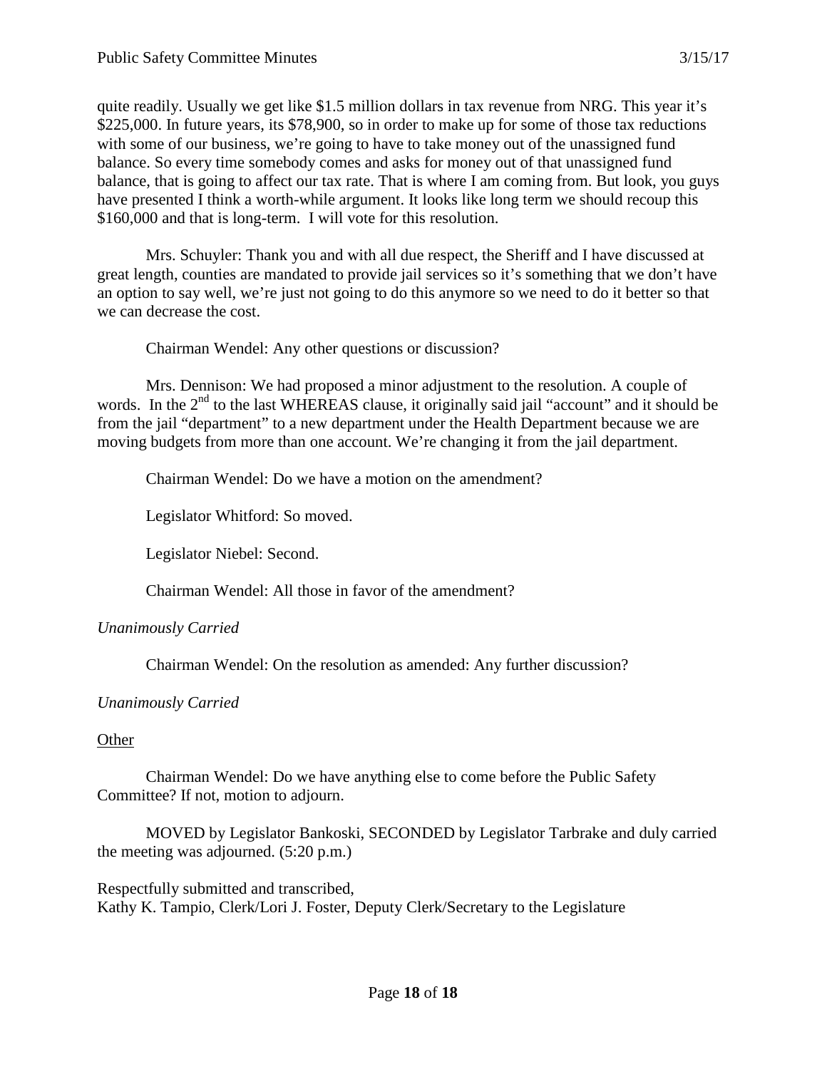quite readily. Usually we get like \$1.5 million dollars in tax revenue from NRG. This year it's \$225,000. In future years, its \$78,900, so in order to make up for some of those tax reductions with some of our business, we're going to have to take money out of the unassigned fund balance. So every time somebody comes and asks for money out of that unassigned fund balance, that is going to affect our tax rate. That is where I am coming from. But look, you guys have presented I think a worth-while argument. It looks like long term we should recoup this \$160,000 and that is long-term. I will vote for this resolution.

Mrs. Schuyler: Thank you and with all due respect, the Sheriff and I have discussed at great length, counties are mandated to provide jail services so it's something that we don't have an option to say well, we're just not going to do this anymore so we need to do it better so that we can decrease the cost.

Chairman Wendel: Any other questions or discussion?

Mrs. Dennison: We had proposed a minor adjustment to the resolution. A couple of words. In the 2nd to the last WHEREAS clause, it originally said jail "account" and it should be from the jail "department" to a new department under the Health Department because we are moving budgets from more than one account. We're changing it from the jail department.

Chairman Wendel: Do we have a motion on the amendment?

Legislator Whitford: So moved.

Legislator Niebel: Second.

Chairman Wendel: All those in favor of the amendment?

*Unanimously Carried*

Chairman Wendel: On the resolution as amended: Any further discussion?

*Unanimously Carried*

Other

Chairman Wendel: Do we have anything else to come before the Public Safety Committee? If not, motion to adjourn.

MOVED by Legislator Bankoski, SECONDED by Legislator Tarbrake and duly carried the meeting was adjourned. (5:20 p.m.)

Respectfully submitted and transcribed,
Kathy K. Tampio, Clerk/Lori J. Foster, Deputy Clerk/Secretary to the Legislature